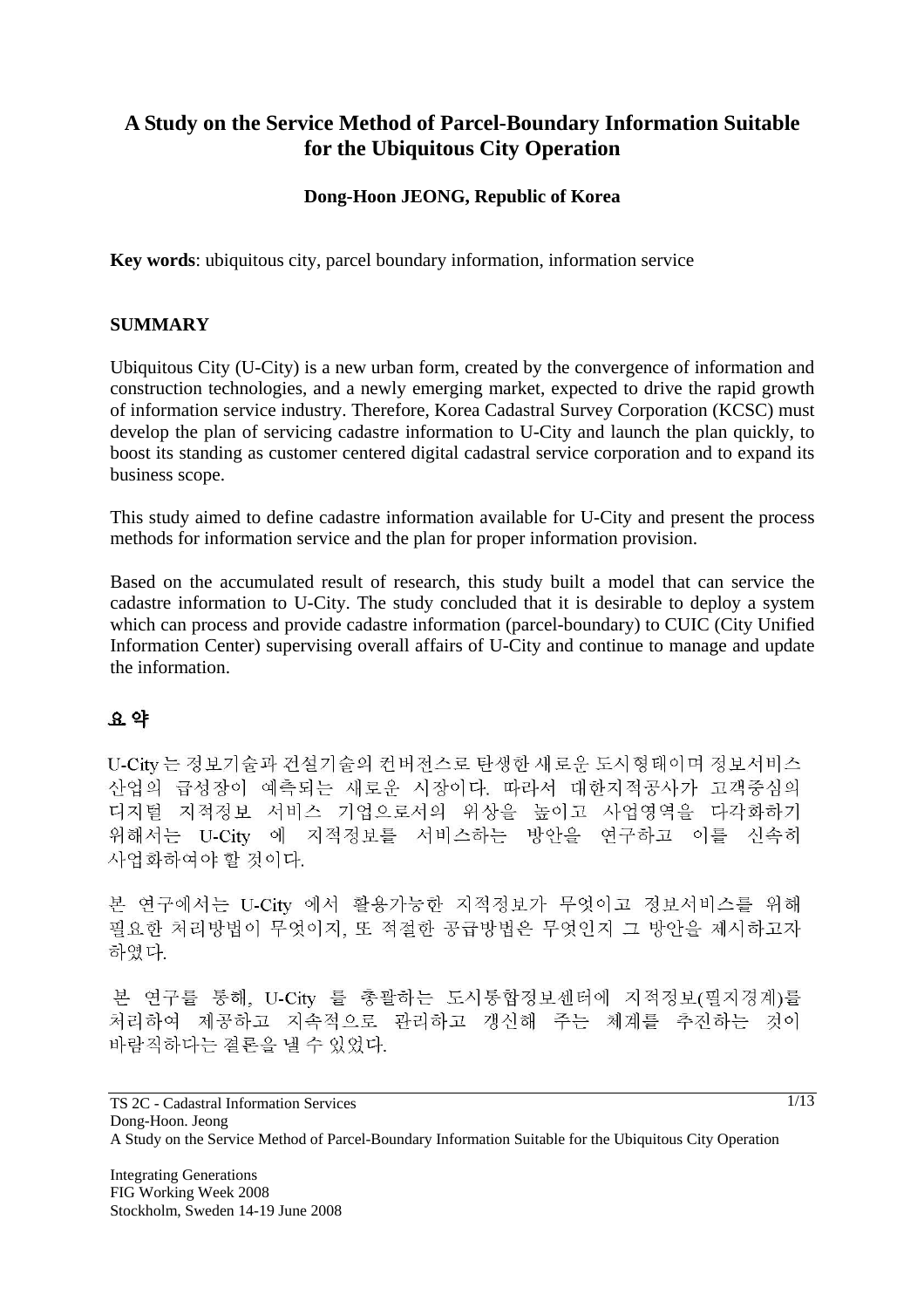# A Study on the Service Method of Parcel-Boundary Information Suitable for the Ubiquitous City Operation

**Dong-Hoon JEONG, Republic of Korea**

**Key words**: ubiquitous city, parcel boundary information, information service

## SUMMARY

Ubiquitous City (U-City) is a new urban form, created by the convergence of information and construction technologies, and a newly emerging market, expected to drive the rapid growth of information service industry. Therefore, Korea Cadastral Survey Corporation (KCSC) must develop the plan of servicing cadastre information to U-City and launch the plan quickly, to boost its standing as customer centered digital cadastral service corporation and to expand its business scope.

This study aimed to define cadastre information available for U-City and present the process methods for information service and the plan for proper information provision.

Based on the accumulated result of research, this study built a model that can service the cadastre information to U-City. The study concluded that it is desirable to deploy a system which can process and provide cadastre information (parcel-boundary) to CUIC (City Unified Information Center) supervising overall affairs of U-City and continue to manage and update the information.

## 요 약

U-City 는 정보기술과 건설기술의 컨버전스로 탄생한 새로운 도시형태이며 정보서비스 산업의 급성장이 예측되는 새로운 시장이다. 따라서 대한지적공사가 고객중심의 디지털 지적정보 서비스 기업으로서의 위상을 높이고 사업영역을 다각화하기 위해서는 U-City 에 지적정보를 서비스하는 방안을 연구하고 이를 신속히 사업화하여야 할 것이다.

본 연구에서는 U-City 에서 활용가능한 지적정보가 무엇이고 정보서비스를 위해 필요한 처리방법이 무엇이지, 또 적절한 공급방법은 무엇인지 그 방안을 제시하고자 하였다.

본 연구를 통해, U-City 를 총괄하는 도시통합정보센터에 지적정보(필지경계)를 처리하여 제공하고 지속적으로 관리하고 갱신해 주는 체계를 추진하는 것이 바람직하다는 결론을 낼 수 있었다.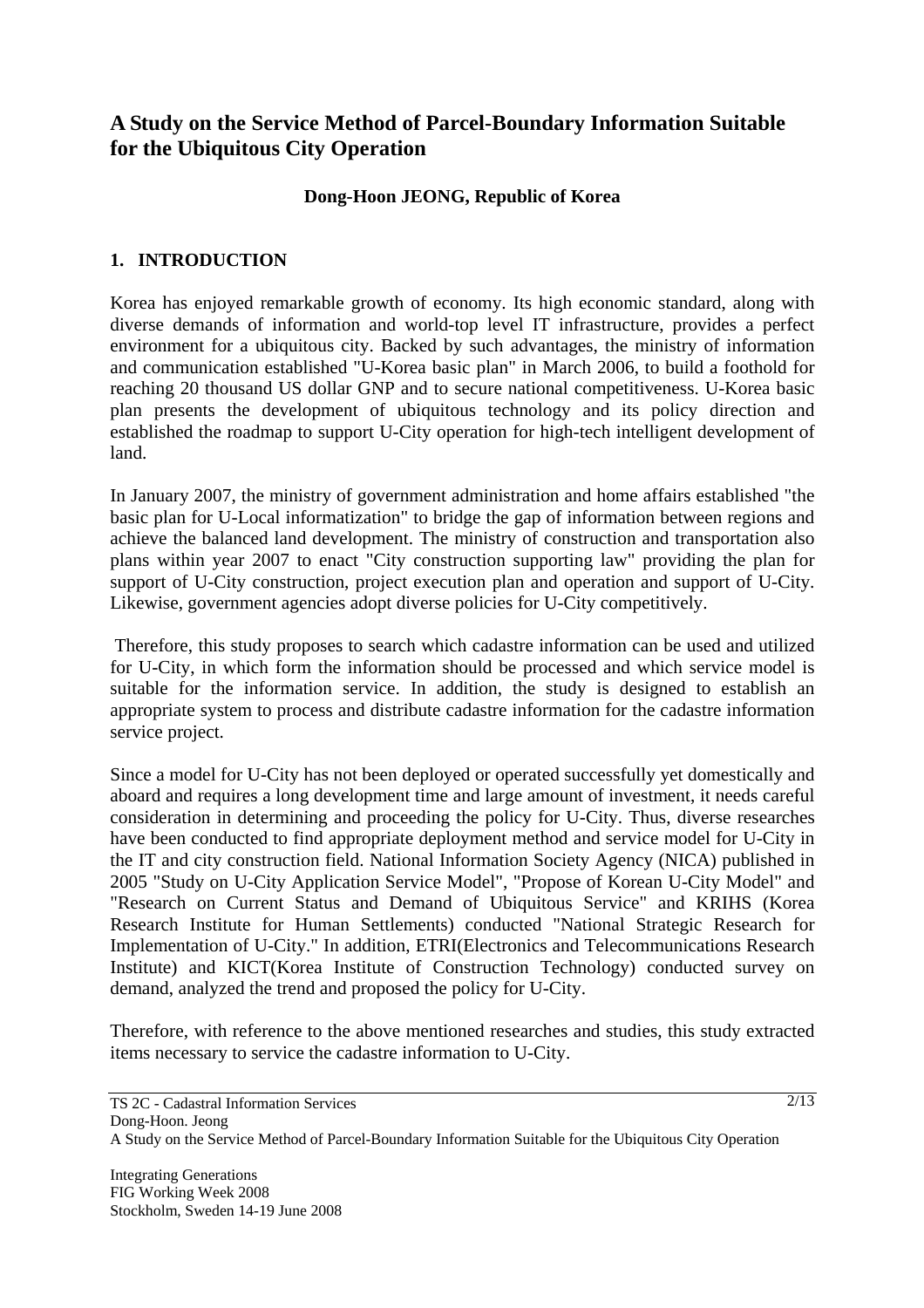## A Study on the Service Method of Parcel-Boundary Information Suitable for the Ubiquitous City Operation

**Dong-Hoon JEONG, Republic of Korea**

### 1. INTRODUCTION

Korea has enjoyed remarkable growth of economy. Its high economic standard, along with diverse demands of information and world-top level IT infrastructure, provides a perfect environment for a ubiquitous city. Backed by such advantages, the ministry of information and communication established "U-Korea basic plan" in March 2006, to build a foothold for reaching 20 thousand US dollar GNP and to secure national competitiveness. U-Korea basic plan presents the development of ubiquitous technology and its policy direction and established the roadmap to support U-City operation for high-tech intelligent development of land.

In January 2007, the ministry of government administration and home affairs established "the basic plan for U-Local informatization" to bridge the gap of information between regions and achieve the balanced land development. The ministry of construction and transportation also plans within year 2007 to enact "City construction supporting law" providing the plan for support of U-City construction, project execution plan and operation and support of U-City. Likewise, government agencies adopt diverse policies for U-City competitively.

Therefore, this study proposes to search which cadastre information can be used and utilized for U-City, in which form the information should be processed and which service model is suitable for the information service. In addition, the study is designed to establish an appropriate system to process and distribute cadastre information for the cadastre information service project.

Since a model for U-City has not been deployed or operated successfully yet domestically and aboard and requires a long development time and large amount of investment, it needs careful consideration in determining and proceeding the policy for U-City. Thus, diverse researches have been conducted to find appropriate deployment method and service model for U-City in the IT and city construction field. National Information Society Agency (NICA) published in 2005 "Study on U-City Application Service Model", "Propose of Korean U-City Model" and "Research on Current Status and Demand of Ubiquitous Service" and KRIHS (Korea Research Institute for Human Settlements) conducted "National Strategic Research for Implementation of U-City." In addition, ETRI(Electronics and Telecommunications Research Institute) and KICT(Korea Institute of Construction Technology) conducted survey on demand, analyzed the trend and proposed the policy for U-City.

Therefore, with reference to the above mentioned researches and studies, this study extracted items necessary to service the cadastre information to U-City.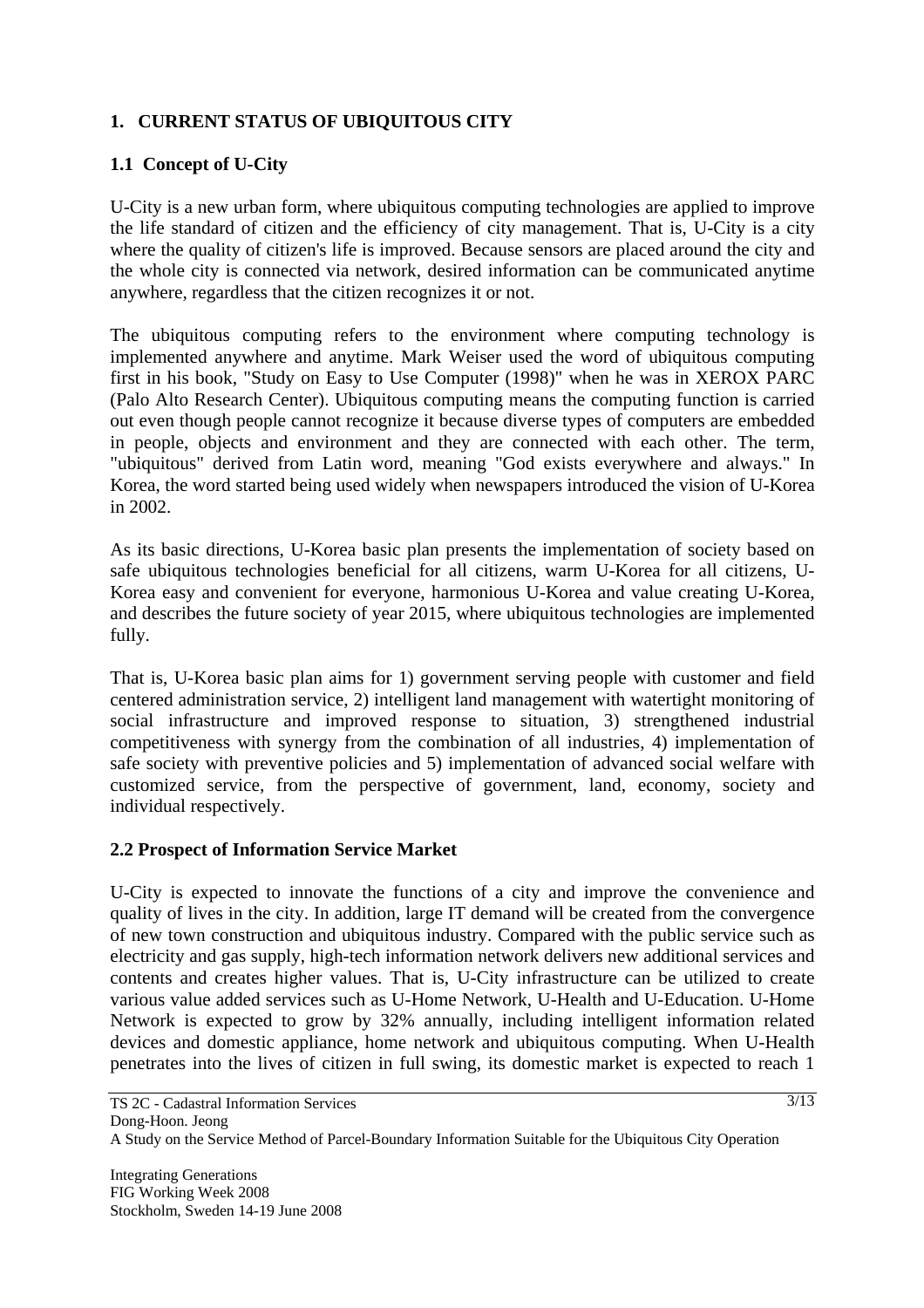## 1. CURRENT STATUS OF UBIQUITOUS CITY

### 1.1 Concept of U-City

U-City is a new urban form, where ubiquitous computing technologies are applied to improve the life standard of citizen and the efficiency of city management. That is, U-City is a city where the quality of citizen's life is improved. Because sensors are placed around the city and the whole city is connected via network, desired information can be communicated anytime anywhere, regardless that the citizen recognizes it or not.

The ubiquitous computing refers to the environment where computing technology is implemented anywhere and anytime. Mark Weiser used the word of ubiquitous computing first in his book, "Study on Easy to Use Computer (1998)" when he was in XEROX PARC (Palo Alto Research Center). Ubiquitous computing means the computing function is carried out even though people cannot recognize it because diverse types of computers are embedded in people, objects and environment and they are connected with each other. The term, "ubiquitous" derived from Latin word, meaning "God exists everywhere and always." In Korea, the word started being used widely when newspapers introduced the vision of U-Korea in 2002.

As its basic directions, U-Korea basic plan presents the implementation of society based on safe ubiquitous technologies beneficial for all citizens, warm U-Korea for all citizens, U-Korea easy and convenient for everyone, harmonious U-Korea and value creating U-Korea, and describes the future society of year 2015, where ubiquitous technologies are implemented fully.

That is, U-Korea basic plan aims for 1) government serving people with customer and field centered administration service, 2) intelligent land management with watertight monitoring of social infrastructure and improved response to situation, 3) strengthened industrial competitiveness with synergy from the combination of all industries, 4) implementation of safe society with preventive policies and 5) implementation of advanced social welfare with customized service, from the perspective of government, land, economy, society and individual respectively.

### 2.2 Prospect of Information Service Market

U-City is expected to innovate the functions of a city and improve the convenience and quality of lives in the city. In addition, large IT demand will be created from the convergence of new town construction and ubiquitous industry. Compared with the public service such as electricity and gas supply, high-tech information network delivers new additional services and contents and creates higher values. That is, U-City infrastructure can be utilized to create various value added services such as U-Home Network, U-Health and U-Education. U-Home Network is expected to grow by 32% annually, including intelligent information related devices and domestic appliance, home network and ubiquitous computing. When U-Health penetrates into the lives of citizen in full swing, its domestic market is expected to reach 1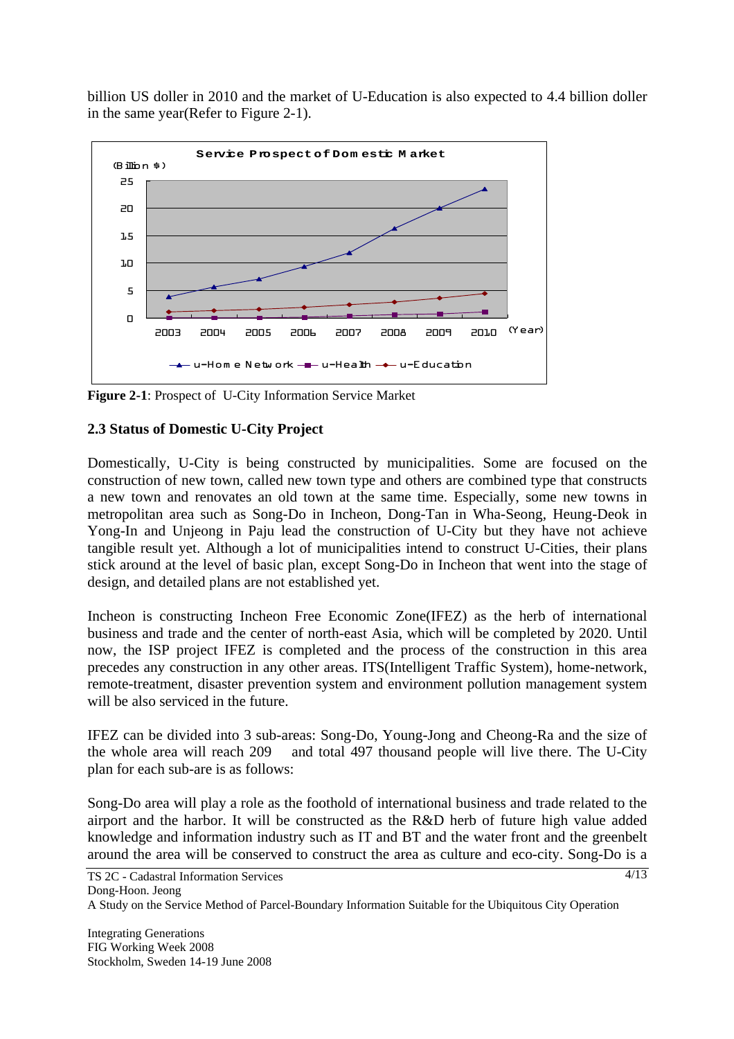billion US doller in 2010 and the market of U-Education is also expected to 4.4 billion doller in the same year(Refer to Figure 2-1).

**Figure 2-1**: Prospect of U-City Information Service Market

### 2.3 Status of Domestic U-City Project

Domestically, U-City is being constructed by municipalities. Some are focused on the construction of new town, called new town type and others are combined type that constructs a new town and renovates an old town at the same time. Especially, some new towns in metropolitan area such as Song-Do in Incheon, Dong-Tan in Wha-Seong, Heung-Deok in Yong-In and Unjeong in Paju lead the construction of U-City but they have not achieve tangible result yet. Although a lot of municipalities intend to construct U-Cities, their plans stick around at the level of basic plan, except Song-Do in Incheon that went into the stage of design, and detailed plans are not established yet.

Incheon is constructing Incheon Free Economic Zone(IFEZ) as the herb of international business and trade and the center of north-east Asia, which will be completed by 2020. Until now, the ISP project IFEZ is completed and the process of the construction in this area precedes any construction in any other areas. ITS(Intelligent Traffic System), home-network, remote-treatment, disaster prevention system and environment pollution management system will be also serviced in the future.

IFEZ can be divided into 3 sub-areas: Song-Do, Young-Jong and Cheong-Ra and the size of the whole area will reach 209 and total 497 thousand people will live there. The U-City plan for each sub-are is as follows:

Song-Do area will play a role as the foothold of international business and trade related to the airport and the harbor. It will be constructed as the R&D herb of future high value added knowledge and information industry such as IT and BT and the water front and the greenbelt around the area will be conserved to construct the area as culture and eco-city. Song-Do is a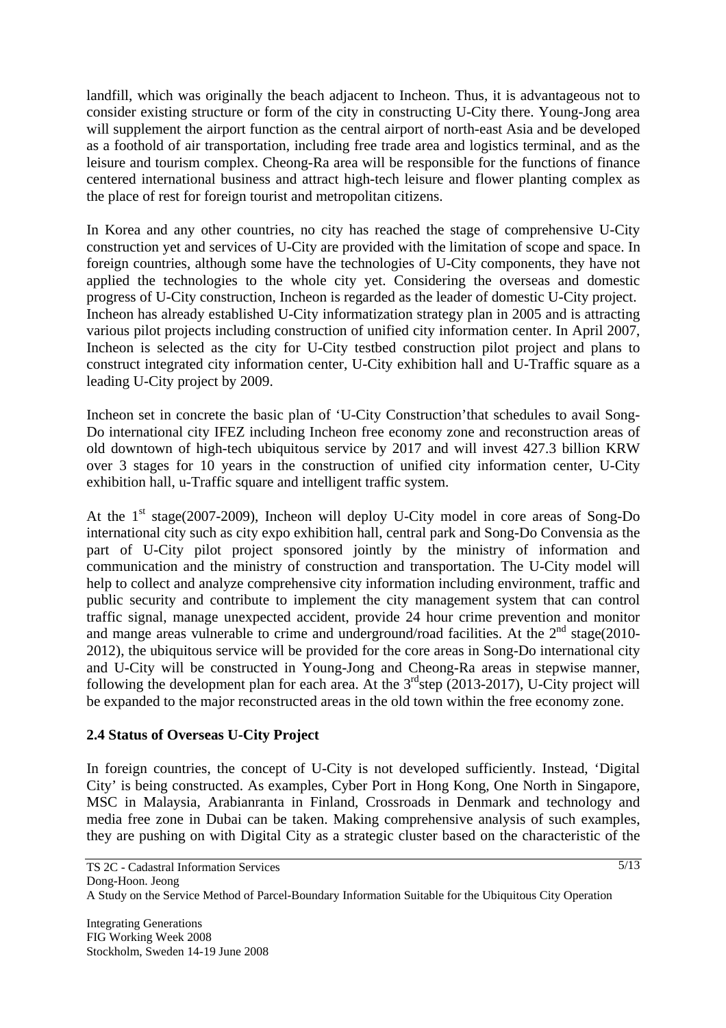landfill, which was originally the beach adjacent to Incheon. Thus, it is advantageous not to consider existing structure or form of the city in constructing U-City there. Young-Jong area will supplement the airport function as the central airport of north-east Asia and be developed as a foothold of air transportation, including free trade area and logistics terminal, and as the leisure and tourism complex. Cheong-Ra area will be responsible for the functions of finance centered international business and attract high-tech leisure and flower planting complex as the place of rest for foreign tourist and metropolitan citizens.

In Korea and any other countries, no city has reached the stage of comprehensive U-City construction yet and services of U-City are provided with the limitation of scope and space. In foreign countries, although some have the technologies of U-City components, they have not applied the technologies to the whole city yet. Considering the overseas and domestic progress of U-City construction, Incheon is regarded as the leader of domestic U-City project. Incheon has already established U-City informatization strategy plan in 2005 and is attracting various pilot projects including construction of unified city information center. In April 2007, Incheon is selected as the city for U-City testbed construction pilot project and plans to construct integrated city information center, U-City exhibition hall and U-Traffic square as a leading U-City project by 2009.

Incheon set in concrete the basic plan of 'U-City Construction'that schedules to avail Song-Do international city IFEZ including Incheon free economy zone and reconstruction areas of old downtown of high-tech ubiquitous service by 2017 and will invest 427.3 billion KRW over 3 stages for 10 years in the construction of unified city information center, U-City exhibition hall, u-Traffic square and intelligent traffic system.

At the 1st stage(2007-2009), Incheon will deploy U-City model in core areas of Song-Do international city such as city expo exhibition hall, central park and Song-Do Convensia as the part of U-City pilot project sponsored jointly by the ministry of information and communication and the ministry of construction and transportation. The U-City model will help to collect and analyze comprehensive city information including environment, traffic and public security and contribute to implement the city management system that can control traffic signal, manage unexpected accident, provide 24 hour crime prevention and monitor and mange areas vulnerable to crime and underground/road facilities. At the 2nd stage(2010-2012), the ubiquitous service will be provided for the core areas in Song-Do international city and U-City will be constructed in Young-Jong and Cheong-Ra areas in stepwise manner, following the development plan for each area. At the 3rdstep (2013-2017), U-City project will be expanded to the major reconstructed areas in the old town within the free economy zone.

### 2.4 Status of Overseas U-City Project

In foreign countries, the concept of U-City is not developed sufficiently. Instead, 'Digital City' is being constructed. As examples, Cyber Port in Hong Kong, One North in Singapore, MSC in Malaysia, Arabianranta in Finland, Crossroads in Denmark and technology and media free zone in Dubai can be taken. Making comprehensive analysis of such examples, they are pushing on with Digital City as a strategic cluster based on the characteristic of the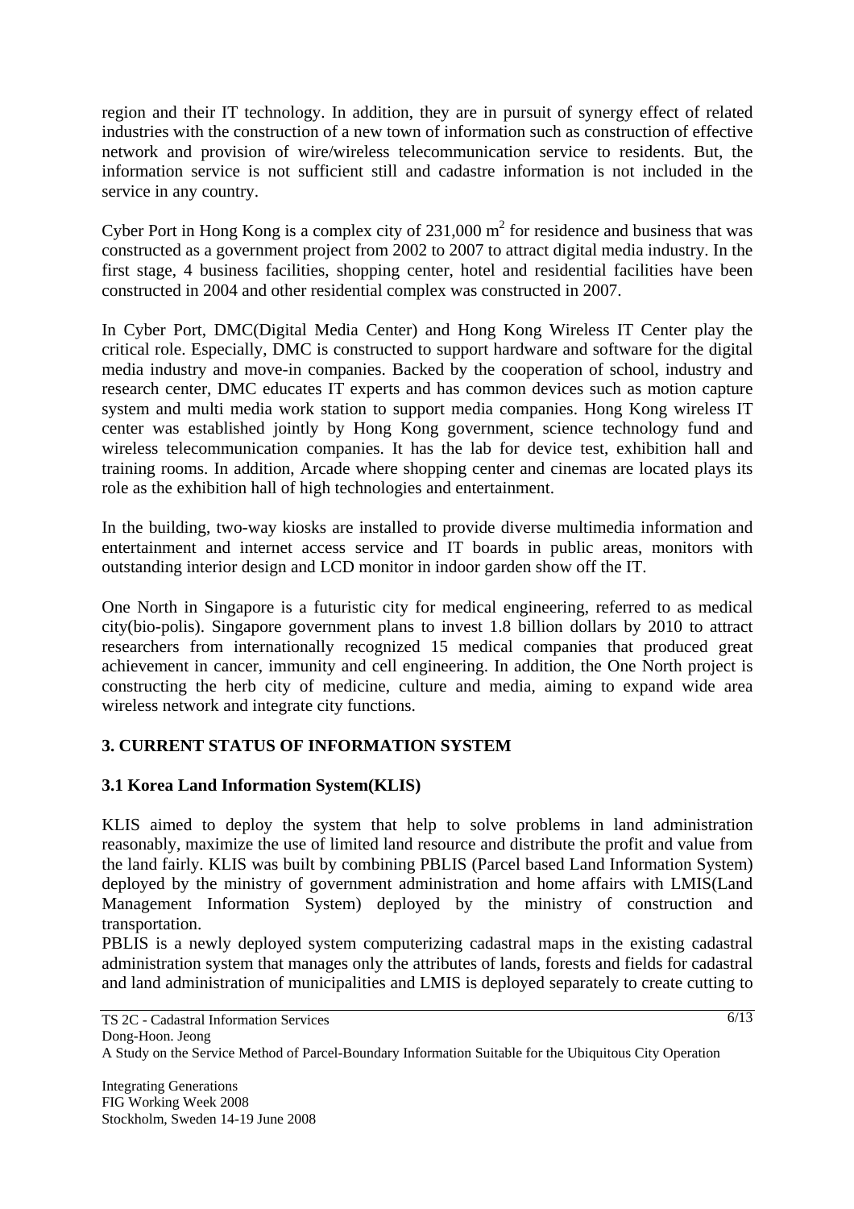region and their IT technology. In addition, they are in pursuit of synergy effect of related industries with the construction of a new town of information such as construction of effective network and provision of wire/wireless telecommunication service to residents. But, the information service is not sufficient still and cadastre information is not included in the service in any country.

Cyber Port in Hong Kong is a complex city of 231,000 $m^2$ for residence and business that was constructed as a government project from 2002 to 2007 to attract digital media industry. In the first stage, 4 business facilities, shopping center, hotel and residential facilities have been constructed in 2004 and other residential complex was constructed in 2007.

In Cyber Port, DMC(Digital Media Center) and Hong Kong Wireless IT Center play the critical role. Especially, DMC is constructed to support hardware and software for the digital media industry and move-in companies. Backed by the cooperation of school, industry and research center, DMC educates IT experts and has common devices such as motion capture system and multi media work station to support media companies. Hong Kong wireless IT center was established jointly by Hong Kong government, science technology fund and wireless telecommunication companies. It has the lab for device test, exhibition hall and training rooms. In addition, Arcade where shopping center and cinemas are located plays its role as the exhibition hall of high technologies and entertainment.

In the building, two-way kiosks are installed to provide diverse multimedia information and entertainment and internet access service and IT boards in public areas, monitors with outstanding interior design and LCD monitor in indoor garden show off the IT.

One North in Singapore is a futuristic city for medical engineering, referred to as medical city(bio-polis). Singapore government plans to invest 1.8 billion dollars by 2010 to attract researchers from internationally recognized 15 medical companies that produced great achievement in cancer, immunity and cell engineering. In addition, the One North project is constructing the herb city of medicine, culture and media, aiming to expand wide area wireless network and integrate city functions.

## 3. CURRENT STATUS OF INFORMATION SYSTEM

### 3.1 Korea Land Information System(KLIS)

KLIS aimed to deploy the system that help to solve problems in land administration reasonably, maximize the use of limited land resource and distribute the profit and value from the land fairly. KLIS was built by combining PBLIS (Parcel based Land Information System) deployed by the ministry of government administration and home affairs with LMIS(Land Management Information System) deployed by the ministry of construction and transportation.
PBLIS is a newly deployed system computerizing cadastral maps in the existing cadastral administration system that manages only the attributes of lands, forests and fields for cadastral and land administration of municipalities and LMIS is deployed separately to create cutting to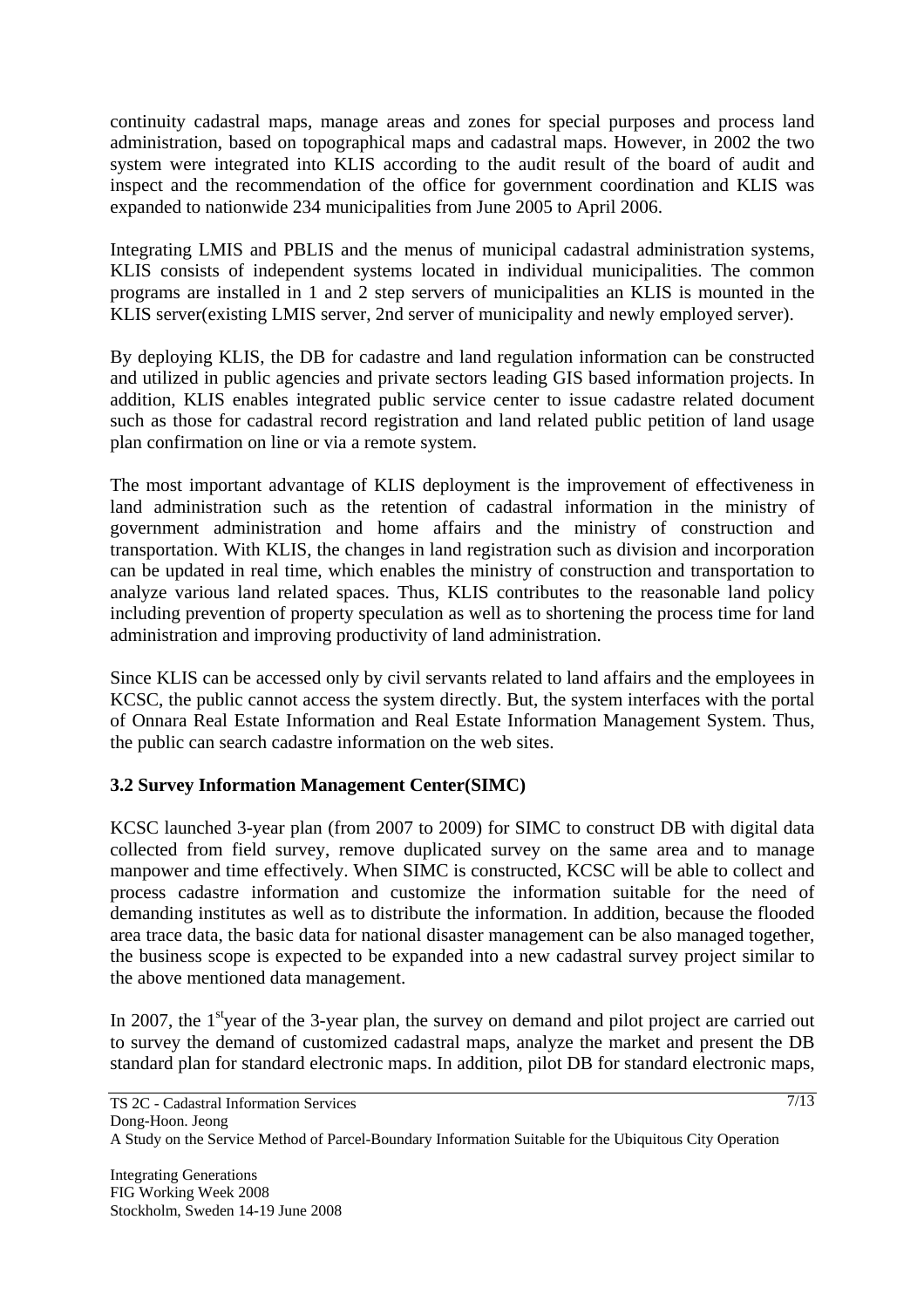continuity cadastral maps, manage areas and zones for special purposes and process land administration, based on topographical maps and cadastral maps. However, in 2002 the two system were integrated into KLIS according to the audit result of the board of audit and inspect and the recommendation of the office for government coordination and KLIS was expanded to nationwide 234 municipalities from June 2005 to April 2006.

Integrating LMIS and PBLIS and the menus of municipal cadastral administration systems, KLIS consists of independent systems located in individual municipalities. The common programs are installed in 1 and 2 step servers of municipalities an KLIS is mounted in the KLIS server(existing LMIS server, 2nd server of municipality and newly employed server).

By deploying KLIS, the DB for cadastre and land regulation information can be constructed and utilized in public agencies and private sectors leading GIS based information projects. In addition, KLIS enables integrated public service center to issue cadastre related document such as those for cadastral record registration and land related public petition of land usage plan confirmation on line or via a remote system.

The most important advantage of KLIS deployment is the improvement of effectiveness in land administration such as the retention of cadastral information in the ministry of government administration and home affairs and the ministry of construction and transportation. With KLIS, the changes in land registration such as division and incorporation can be updated in real time, which enables the ministry of construction and transportation to analyze various land related spaces. Thus, KLIS contributes to the reasonable land policy including prevention of property speculation as well as to shortening the process time for land administration and improving productivity of land administration.

Since KLIS can be accessed only by civil servants related to land affairs and the employees in KCSC, the public cannot access the system directly. But, the system interfaces with the portal of Onnara Real Estate Information and Real Estate Information Management System. Thus, the public can search cadastre information on the web sites.

### 3.2 Survey Information Management Center(SIMC)

KCSC launched 3-year plan (from 2007 to 2009) for SIMC to construct DB with digital data collected from field survey, remove duplicated survey on the same area and to manage manpower and time effectively. When SIMC is constructed, KCSC will be able to collect and process cadastre information and customize the information suitable for the need of demanding institutes as well as to distribute the information. In addition, because the flooded area trace data, the basic data for national disaster management can be also managed together, the business scope is expected to be expanded into a new cadastral survey project similar to the above mentioned data management.

In 2007, the 1st year of the 3-year plan, the survey on demand and pilot project are carried out to survey the demand of customized cadastral maps, analyze the market and present the DB standard plan for standard electronic maps. In addition, pilot DB for standard electronic maps,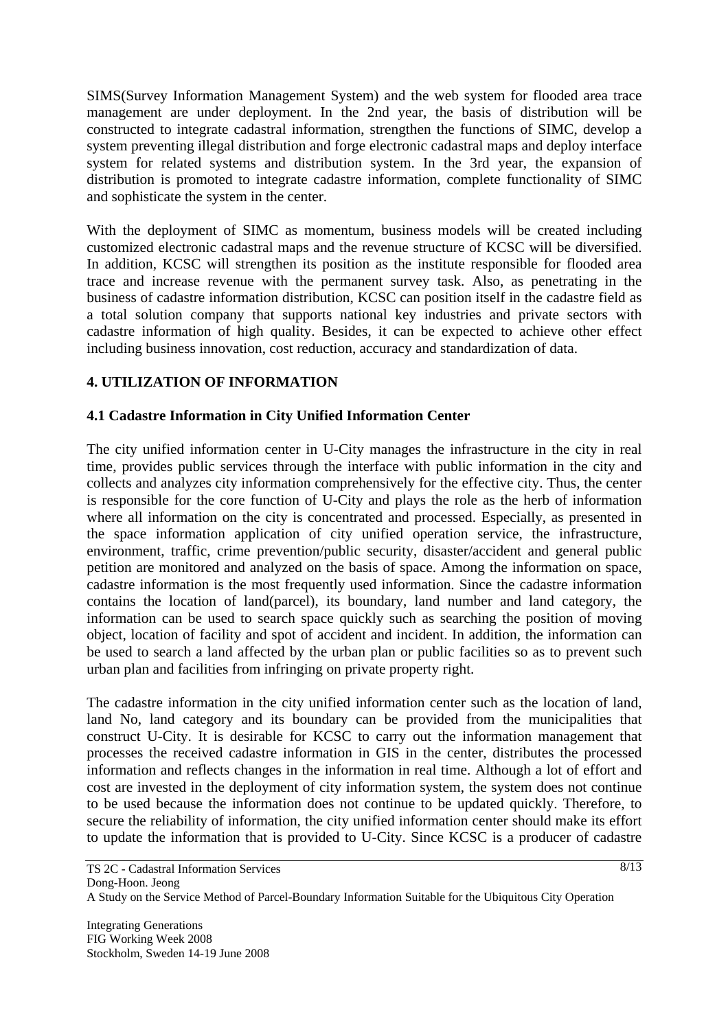SIMS(Survey Information Management System) and the web system for flooded area trace management are under deployment. In the 2nd year, the basis of distribution will be constructed to integrate cadastral information, strengthen the functions of SIMC, develop a system preventing illegal distribution and forge electronic cadastral maps and deploy interface system for related systems and distribution system. In the 3rd year, the expansion of distribution is promoted to integrate cadastre information, complete functionality of SIMC and sophisticate the system in the center.

With the deployment of SIMC as momentum, business models will be created including customized electronic cadastral maps and the revenue structure of KCSC will be diversified. In addition, KCSC will strengthen its position as the institute responsible for flooded area trace and increase revenue with the permanent survey task. Also, as penetrating in the business of cadastre information distribution, KCSC can position itself in the cadastre field as a total solution company that supports national key industries and private sectors with cadastre information of high quality. Besides, it can be expected to achieve other effect including business innovation, cost reduction, accuracy and standardization of data.

## 4. UTILIZATION OF INFORMATION

### 4.1 Cadastre Information in City Unified Information Center

The city unified information center in U-City manages the infrastructure in the city in real time, provides public services through the interface with public information in the city and collects and analyzes city information comprehensively for the effective city. Thus, the center is responsible for the core function of U-City and plays the role as the herb of information where all information on the city is concentrated and processed. Especially, as presented in the space information application of city unified operation service, the infrastructure, environment, traffic, crime prevention/public security, disaster/accident and general public petition are monitored and analyzed on the basis of space. Among the information on space, cadastre information is the most frequently used information. Since the cadastre information contains the location of land(parcel), its boundary, land number and land category, the information can be used to search space quickly such as searching the position of moving object, location of facility and spot of accident and incident. In addition, the information can be used to search a land affected by the urban plan or public facilities so as to prevent such urban plan and facilities from infringing on private property right.

The cadastre information in the city unified information center such as the location of land, land No, land category and its boundary can be provided from the municipalities that construct U-City. It is desirable for KCSC to carry out the information management that processes the received cadastre information in GIS in the center, distributes the processed information and reflects changes in the information in real time. Although a lot of effort and cost are invested in the deployment of city information system, the system does not continue to be used because the information does not continue to be updated quickly. Therefore, to secure the reliability of information, the city unified information center should make its effort to update the information that is provided to U-City. Since KCSC is a producer of cadastre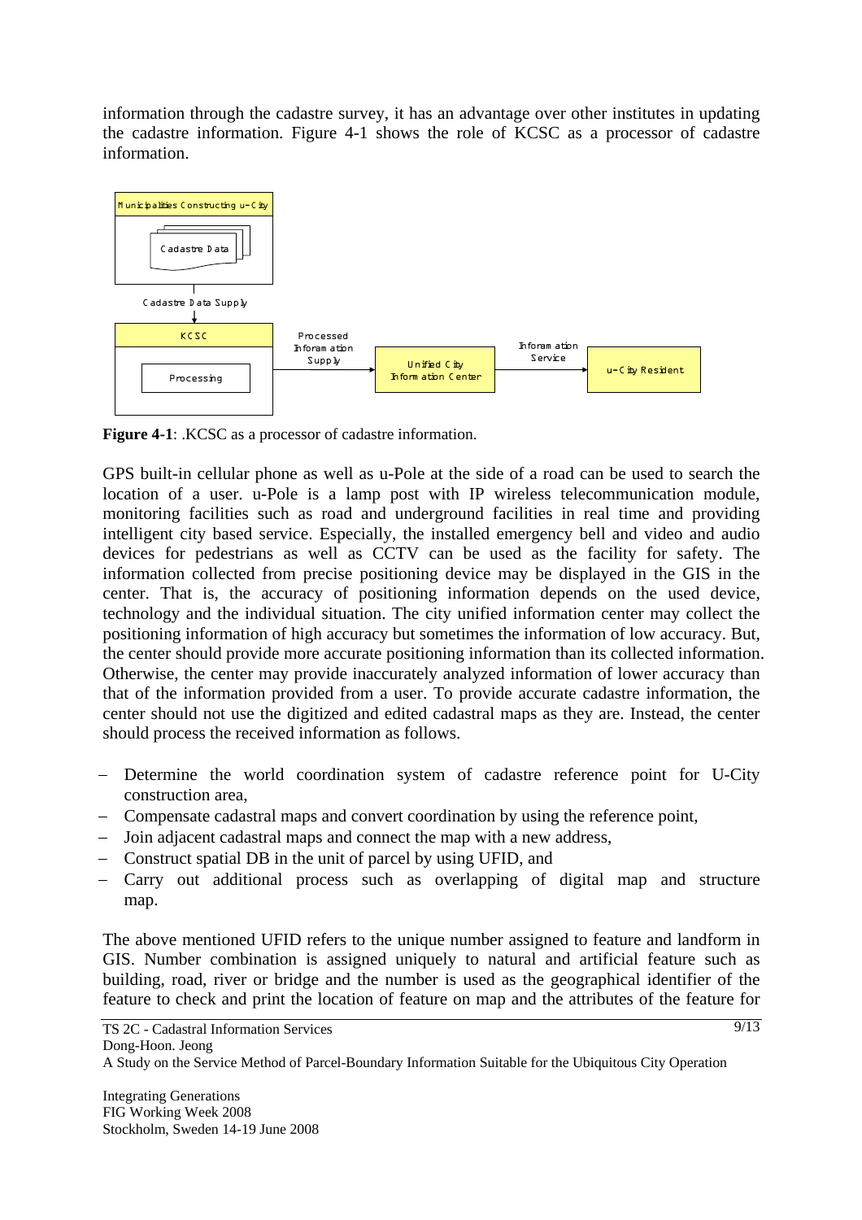information through the cadastre survey, it has an advantage over other institutes in updating the cadastre information. Figure 4-1 shows the role of KCSC as a processor of cadastre information.

**Figure 4-1**: .KCSC as a processor of cadastre information.

GPS built-in cellular phone as well as u-Pole at the side of a road can be used to search the location of a user. u-Pole is a lamp post with IP wireless telecommunication module, monitoring facilities such as road and underground facilities in real time and providing intelligent city based service. Especially, the installed emergency bell and video and audio devices for pedestrians as well as CCTV can be used as the facility for safety. The information collected from precise positioning device may be displayed in the GIS in the center. That is, the accuracy of positioning information depends on the used device, technology and the individual situation. The city unified information center may collect the positioning information of high accuracy but sometimes the information of low accuracy. But, the center should provide more accurate positioning information than its collected information. Otherwise, the center may provide inaccurately analyzed information of lower accuracy than that of the information provided from a user. To provide accurate cadastre information, the center should not use the digitized and edited cadastral maps as they are. Instead, the center should process the received information as follows.

- Determine the world coordination system of cadastre reference point for U-City construction area,
- Compensate cadastral maps and convert coordination by using the reference point,
- Join adjacent cadastral maps and connect the map with a new address,
- Construct spatial DB in the unit of parcel by using UFID, and
- Carry out additional process such as overlapping of digital map and structure map.

The above mentioned UFID refers to the unique number assigned to feature and landform in GIS. Number combination is assigned uniquely to natural and artificial feature such as building, road, river or bridge and the number is used as the geographical identifier of the feature to check and print the location of feature on map and the attributes of the feature for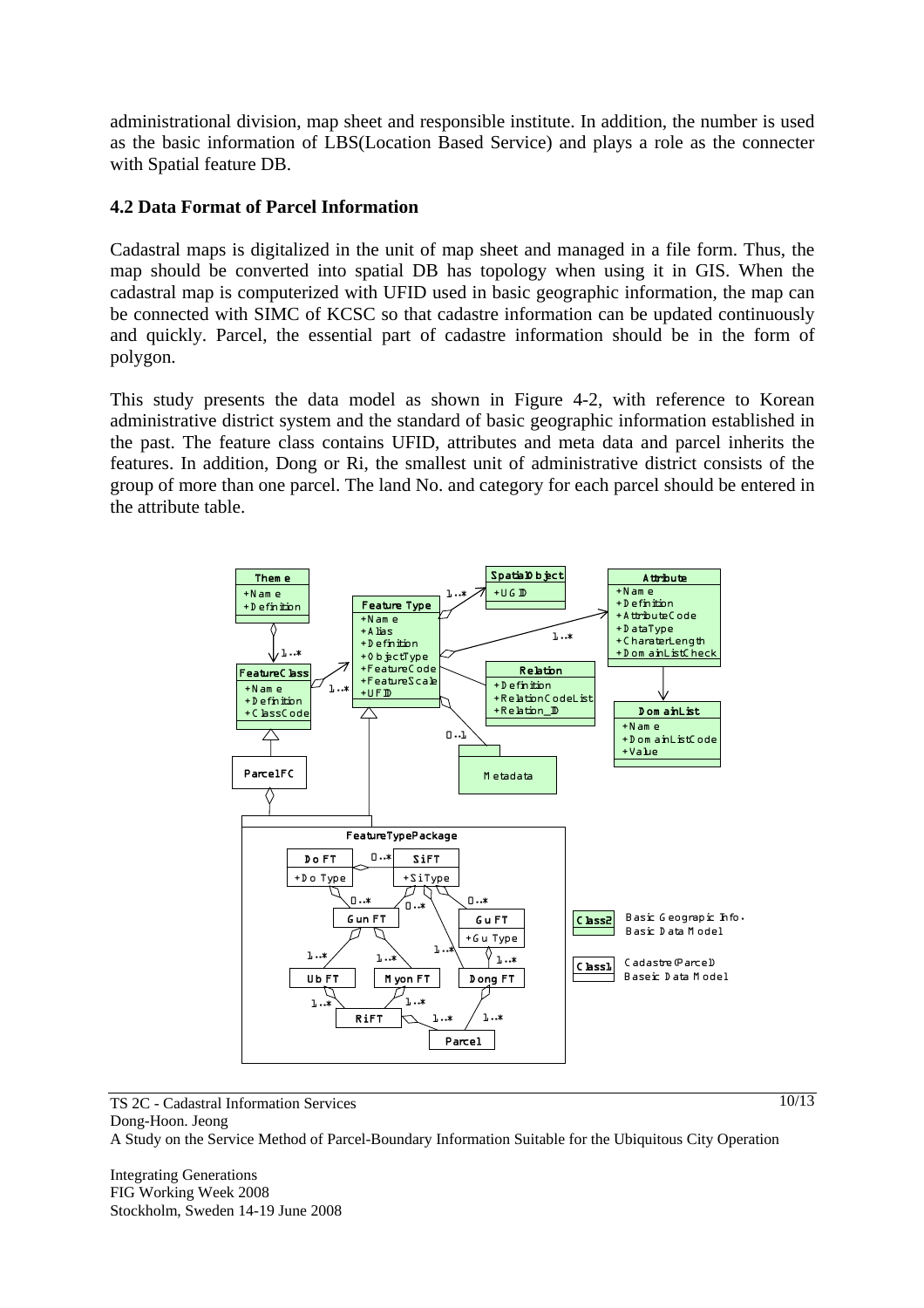administrational division, map sheet and responsible institute. In addition, the number is used as the basic information of LBS(Location Based Service) and plays a role as the connecter with Spatial feature DB.

### 4.2 Data Format of Parcel Information

Cadastral maps is digitalized in the unit of map sheet and managed in a file form. Thus, the map should be converted into spatial DB has topology when using it in GIS. When the cadastral map is computerized with UFID used in basic geographic information, the map can be connected with SIMC of KCSC so that cadastre information can be updated continuously and quickly. Parcel, the essential part of cadastre information should be in the form of polygon.

This study presents the data model as shown in Figure 4-2, with reference to Korean administrative district system and the standard of basic geographic information established in the past. The feature class contains UFID, attributes and meta data and parcel inherits the features. In addition, Dong or Ri, the smallest unit of administrative district consists of the group of more than one parcel. The land No. and category for each parcel should be entered in the attribute table.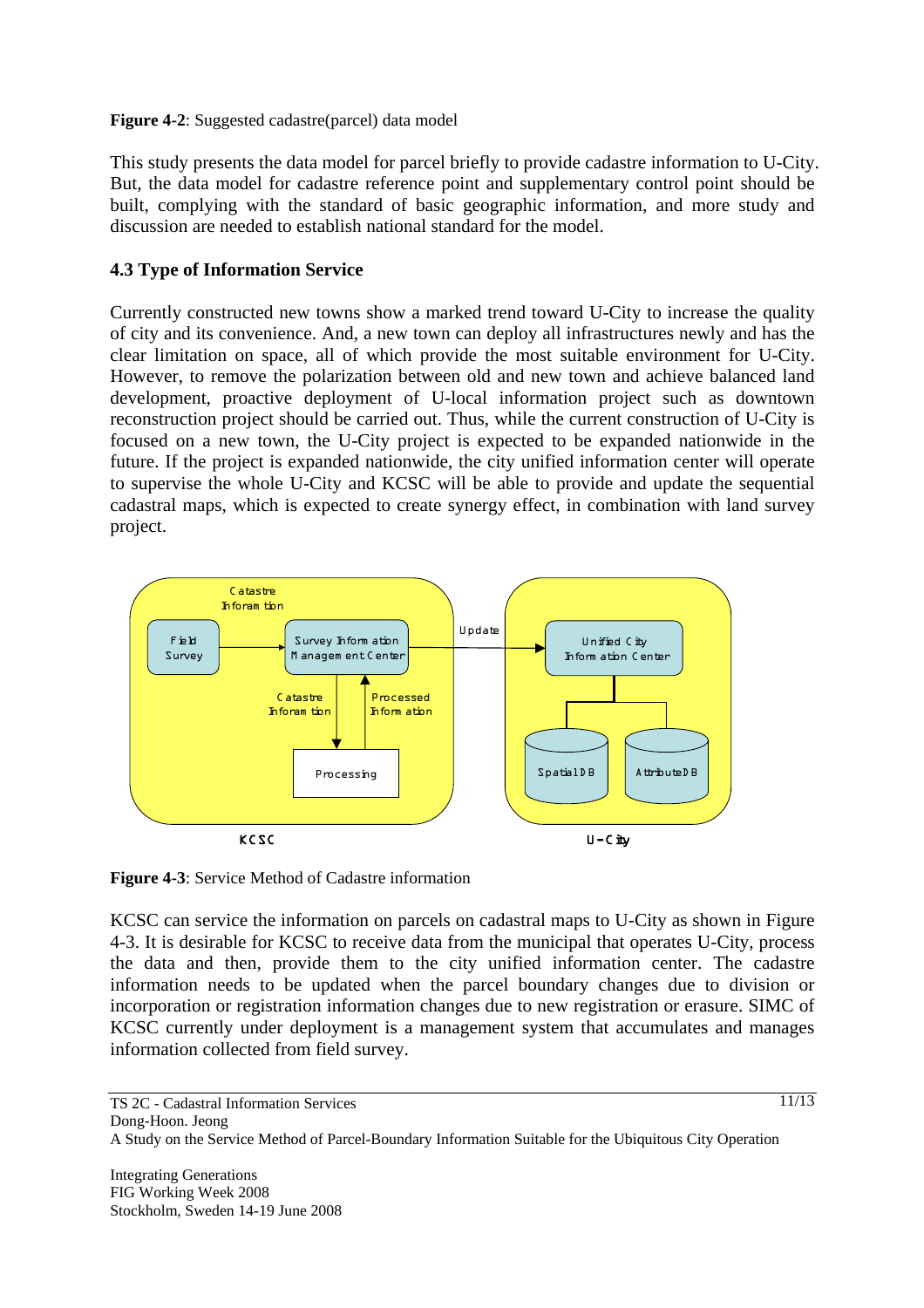**Figure 4-2**: Suggested cadastre(parcel) data model

This study presents the data model for parcel briefly to provide cadastre information to U-City. But, the data model for cadastre reference point and supplementary control point should be built, complying with the standard of basic geographic information, and more study and discussion are needed to establish national standard for the model.

### 4.3 Type of Information Service

Currently constructed new towns show a marked trend toward U-City to increase the quality of city and its convenience. And, a new town can deploy all infrastructures newly and has the clear limitation on space, all of which provide the most suitable environment for U-City. However, to remove the polarization between old and new town and achieve balanced land development, proactive deployment of U-local information project such as downtown reconstruction project should be carried out. Thus, while the current construction of U-City is focused on a new town, the U-City project is expected to be expanded nationwide in the future. If the project is expanded nationwide, the city unified information center will operate to supervise the whole U-City and KCSC will be able to provide and update the sequential cadastral maps, which is expected to create synergy effect, in combination with land survey project.

**Figure 4-3**: Service Method of Cadastre information

KCSC can service the information on parcels on cadastral maps to U-City as shown in Figure 4-3. It is desirable for KCSC to receive data from the municipal that operates U-City, process the data and then, provide them to the city unified information center. The cadastre information needs to be updated when the parcel boundary changes due to division or incorporation or registration information changes due to new registration or erasure. SIMC of KCSC currently under deployment is a management system that accumulates and manages information collected from field survey.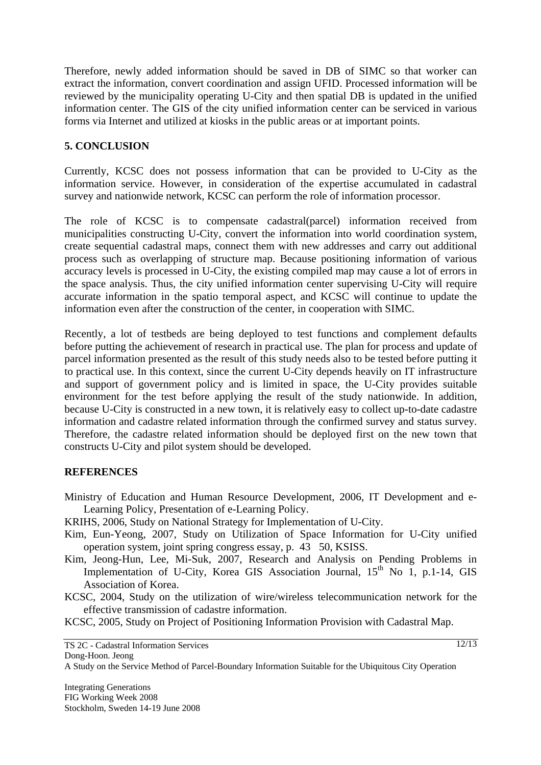Therefore, newly added information should be saved in DB of SIMC so that worker can extract the information, convert coordination and assign UFID. Processed information will be reviewed by the municipality operating U-City and then spatial DB is updated in the unified information center. The GIS of the city unified information center can be serviced in various forms via Internet and utilized at kiosks in the public areas or at important points.

## 5. CONCLUSION

Currently, KCSC does not possess information that can be provided to U-City as the information service. However, in consideration of the expertise accumulated in cadastral survey and nationwide network, KCSC can perform the role of information processor.

The role of KCSC is to compensate cadastral(parcel) information received from municipalities constructing U-City, convert the information into world coordination system, create sequential cadastral maps, connect them with new addresses and carry out additional process such as overlapping of structure map. Because positioning information of various accuracy levels is processed in U-City, the existing compiled map may cause a lot of errors in the space analysis. Thus, the city unified information center supervising U-City will require accurate information in the spatio temporal aspect, and KCSC will continue to update the information even after the construction of the center, in cooperation with SIMC.

Recently, a lot of testbeds are being deployed to test functions and complement defaults before putting the achievement of research in practical use. The plan for process and update of parcel information presented as the result of this study needs also to be tested before putting it to practical use. In this context, since the current U-City depends heavily on IT infrastructure and support of government policy and is limited in space, the U-City provides suitable environment for the test before applying the result of the study nationwide. In addition, because U-City is constructed in a new town, it is relatively easy to collect up-to-date cadastre information and cadastre related information through the confirmed survey and status survey. Therefore, the cadastre related information should be deployed first on the new town that constructs U-City and pilot system should be developed.

## REFERENCES

Ministry of Education and Human Resource Development, 2006, IT Development and e-Learning Policy, Presentation of e-Learning Policy.

KRIHS, 2006, Study on National Strategy for Implementation of U-City.

Kim, Eun-Yeong, 2007, Study on Utilization of Space Information for U-City unified operation system, joint spring congress essay, p. 43 50, KSISS.

Kim, Jeong-Hun, Lee, Mi-Suk, 2007, Research and Analysis on Pending Problems in Implementation of U-City, Korea GIS Association Journal, 15th No 1, p.1-14, GIS Association of Korea.

KCSC, 2004, Study on the utilization of wire/wireless telecommunication network for the effective transmission of cadastre information.

KCSC, 2005, Study on Project of Positioning Information Provision with Cadastral Map.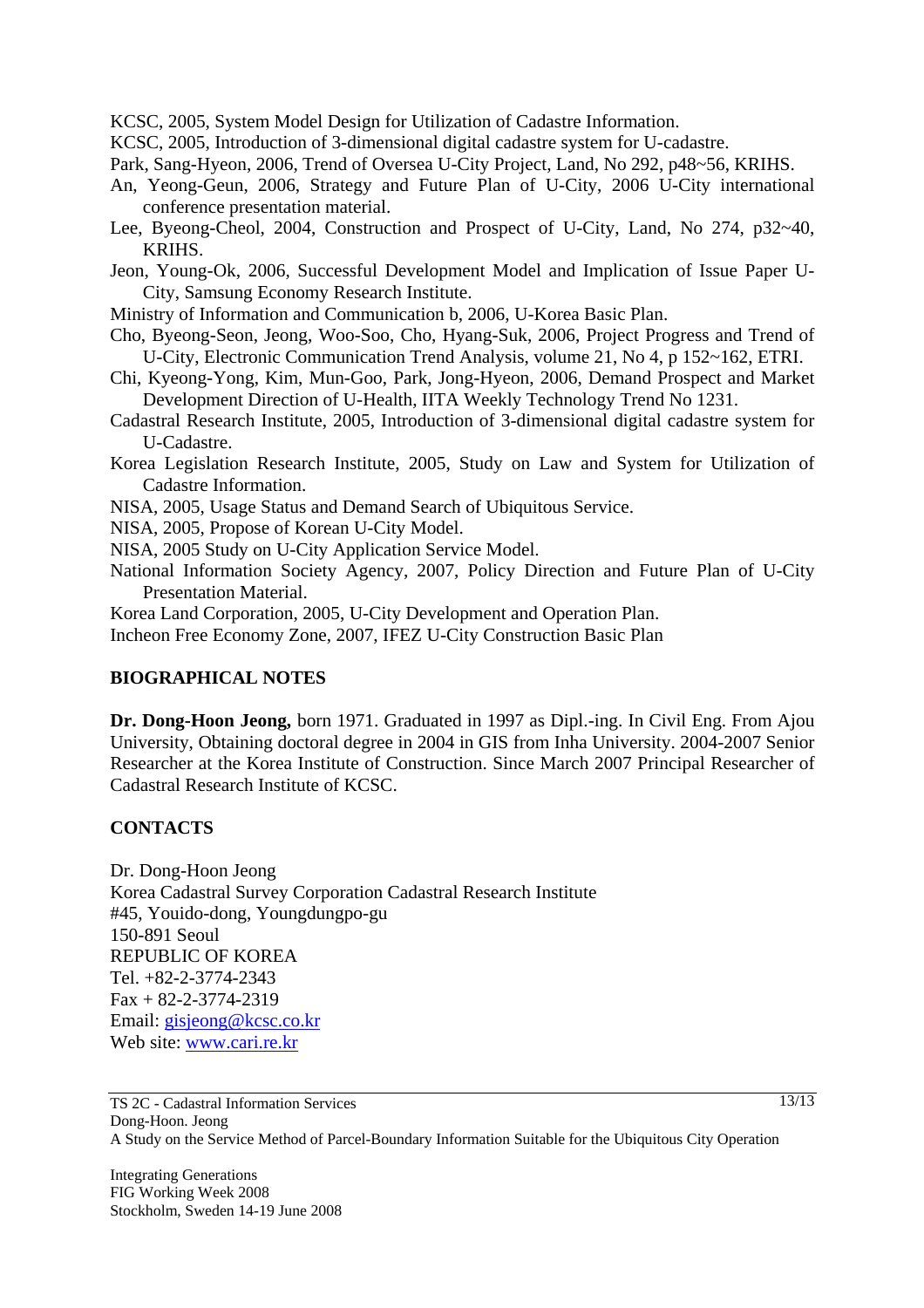KCSC, 2005, System Model Design for Utilization of Cadastre Information.

KCSC, 2005, Introduction of 3-dimensional digital cadastre system for U-cadastre.

Park, Sang-Hyeon, 2006, Trend of Oversea U-City Project, Land, No 292, p48~56, KRIHS.

An, Yeong-Geun, 2006, Strategy and Future Plan of U-City, 2006 U-City international conference presentation material.

Lee, Byeong-Cheol, 2004, Construction and Prospect of U-City, Land, No 274, p32~40, KRIHS.

Jeon, Young-Ok, 2006, Successful Development Model and Implication of Issue Paper U-City, Samsung Economy Research Institute.

Ministry of Information and Communication b, 2006, U-Korea Basic Plan.

Cho, Byeong-Seon, Jeong, Woo-Soo, Cho, Hyang-Suk, 2006, Project Progress and Trend of U-City, Electronic Communication Trend Analysis, volume 21, No 4, p 152~162, ETRI.

Chi, Kyeong-Yong, Kim, Mun-Goo, Park, Jong-Hyeon, 2006, Demand Prospect and Market Development Direction of U-Health, IITA Weekly Technology Trend No 1231.

Cadastral Research Institute, 2005, Introduction of 3-dimensional digital cadastre system for U-Cadastre.

Korea Legislation Research Institute, 2005, Study on Law and System for Utilization of Cadastre Information.

NISA, 2005, Usage Status and Demand Search of Ubiquitous Service.

NISA, 2005, Propose of Korean U-City Model.

NISA, 2005 Study on U-City Application Service Model.

National Information Society Agency, 2007, Policy Direction and Future Plan of U-City Presentation Material.

Korea Land Corporation, 2005, U-City Development and Operation Plan.

Incheon Free Economy Zone, 2007, IFEZ U-City Construction Basic Plan

## BIOGRAPHICAL NOTES

**Dr. Dong-Hoon Jeong,** born 1971. Graduated in 1997 as Dipl.-ing. In Civil Eng. From Ajou University, Obtaining doctoral degree in 2004 in GIS from Inha University. 2004-2007 Senior Researcher at the Korea Institute of Construction. Since March 2007 Principal Researcher of Cadastral Research Institute of KCSC.

## CONTACTS

Dr. Dong-Hoon Jeong
Korea Cadastral Survey Corporation Cadastral Research Institute
#45, Youido-dong, Youngdungpo-gu
150-891 Seoul
REPUBLIC OF KOREA
Tel. +82-2-3774-2343
Fax + 82-2-3774-2319
Email: gisjeong@kcsc.co.kr
Web site: www.cari.re.kr